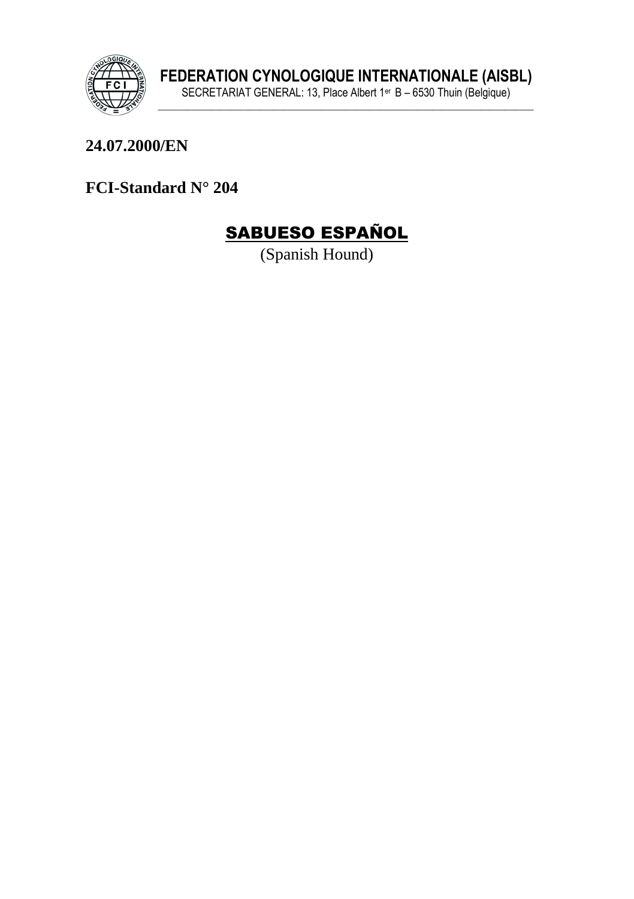**FEDERATION CYNOLOGIQUE INTERNATIONALE (AISBL)**
SECRETARIAT GENERAL: 13, Place Albert 1er B – 6530 Thuin (Belgique)

**24.07.2000/EN**

**FCI-Standard N° 204**

# SABUESO ESPAÑOL

(Spanish Hound)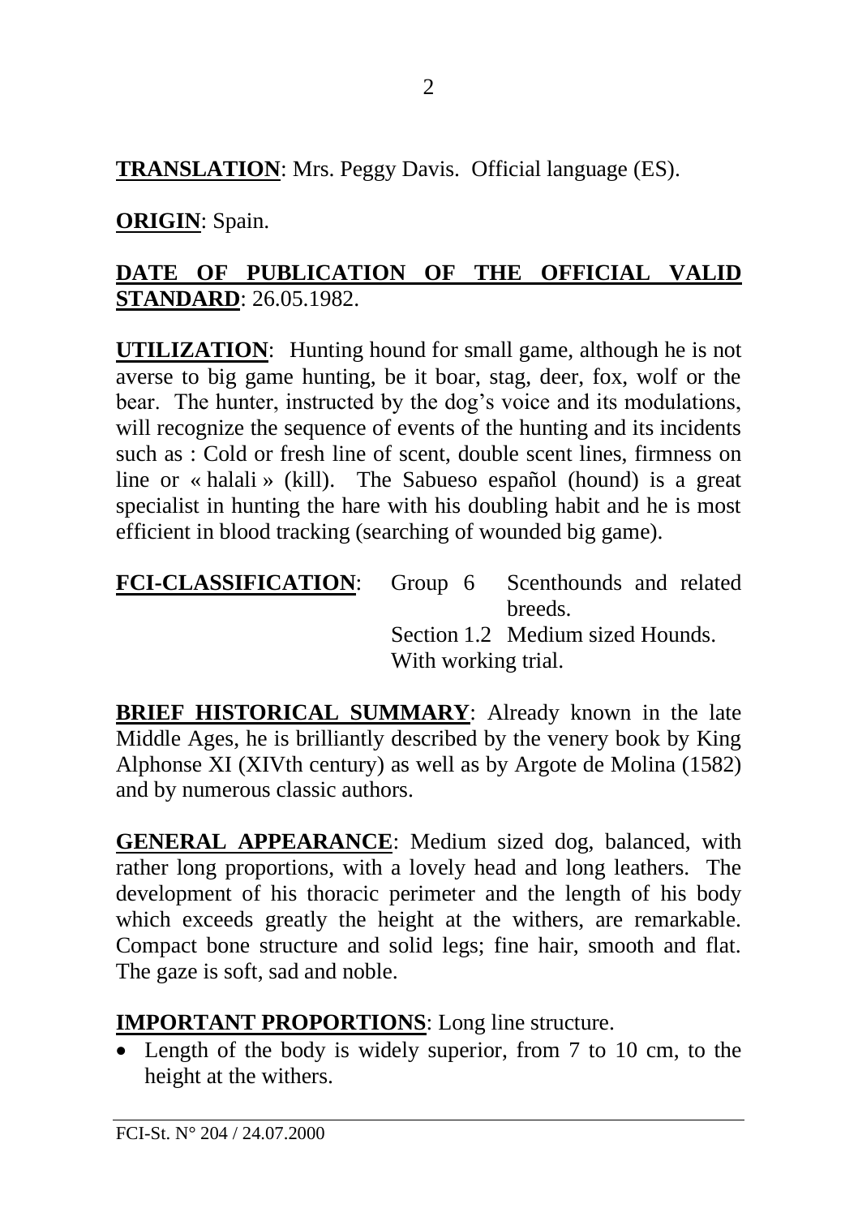**TRANSLATION**: Mrs. Peggy Davis. Official language (ES).

**ORIGIN**: Spain.

**DATE OF PUBLICATION OF THE OFFICIAL VALID STANDARD**: 26.05.1982.

**UTILIZATION**: Hunting hound for small game, although he is not averse to big game hunting, be it boar, stag, deer, fox, wolf or the bear. The hunter, instructed by the dog's voice and its modulations, will recognize the sequence of events of the hunting and its incidents such as : Cold or fresh line of scent, double scent lines, firmness on line or « halali » (kill). The Sabueso español (hound) is a great specialist in hunting the hare with his doubling habit and he is most efficient in blood tracking (searching of wounded big game).

**FCI-CLASSIFICATION**: Group 6 Scenthounds and related breeds.
Section 1.2 Medium sized Hounds.
With working trial.

**BRIEF HISTORICAL SUMMARY**: Already known in the late Middle Ages, he is brilliantly described by the venery book by King Alphonse XI (XIVth century) as well as by Argote de Molina (1582) and by numerous classic authors.

**GENERAL APPEARANCE**: Medium sized dog, balanced, with rather long proportions, with a lovely head and long leathers. The development of his thoracic perimeter and the length of his body which exceeds greatly the height at the withers, are remarkable. Compact bone structure and solid legs; fine hair, smooth and flat. The gaze is soft, sad and noble.

**IMPORTANT PROPORTIONS**: Long line structure.

- Length of the body is widely superior, from 7 to 10 cm, to the height at the withers.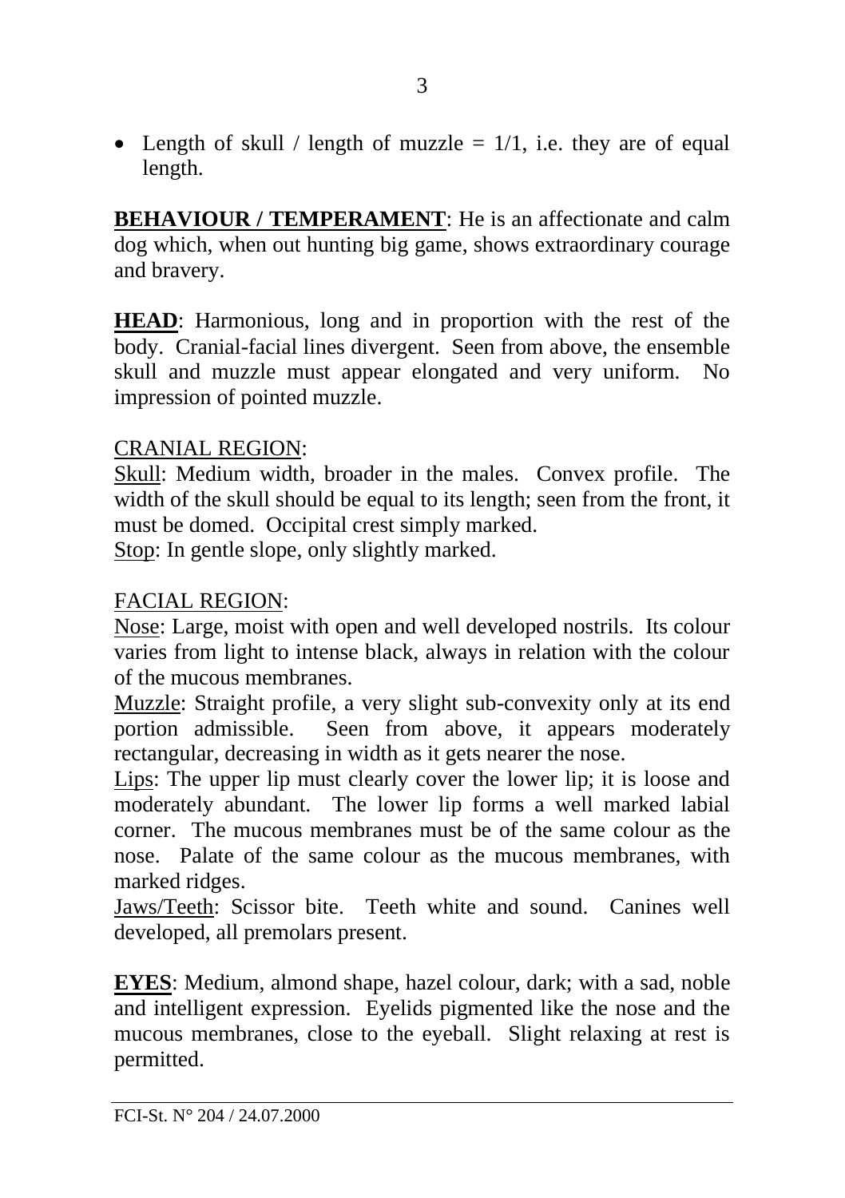- Length of skull / length of muzzle = 1/1, i.e. they are of equal length.

**BEHAVIOUR / TEMPERAMENT**: He is an affectionate and calm dog which, when out hunting big game, shows extraordinary courage and bravery.

**HEAD**: Harmonious, long and in proportion with the rest of the body. Cranial-facial lines divergent. Seen from above, the ensemble skull and muzzle must appear elongated and very uniform. No impression of pointed muzzle.

CRANIAL REGION:

Skull: Medium width, broader in the males. Convex profile. The width of the skull should be equal to its length; seen from the front, it must be domed. Occipital crest simply marked.

Stop: In gentle slope, only slightly marked.

FACIAL REGION:

Nose: Large, moist with open and well developed nostrils. Its colour varies from light to intense black, always in relation with the colour of the mucous membranes.

Muzzle: Straight profile, a very slight sub-convexity only at its end portion admissible. Seen from above, it appears moderately rectangular, decreasing in width as it gets nearer the nose.

Lips: The upper lip must clearly cover the lower lip; it is loose and moderately abundant. The lower lip forms a well marked labial corner. The mucous membranes must be of the same colour as the nose. Palate of the same colour as the mucous membranes, with marked ridges.

Jaws/Teeth: Scissor bite. Teeth white and sound. Canines well developed, all premolars present.

**EYES**: Medium, almond shape, hazel colour, dark; with a sad, noble and intelligent expression. Eyelids pigmented like the nose and the mucous membranes, close to the eyeball. Slight relaxing at rest is permitted.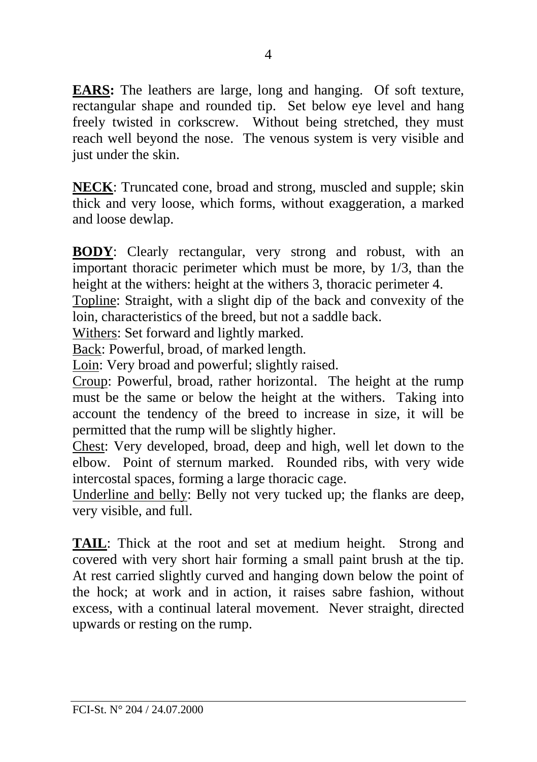**EARS:** The leathers are large, long and hanging. Of soft texture, rectangular shape and rounded tip. Set below eye level and hang freely twisted in corkscrew. Without being stretched, they must reach well beyond the nose. The venous system is very visible and just under the skin.

**NECK**: Truncated cone, broad and strong, muscled and supple; skin thick and very loose, which forms, without exaggeration, a marked and loose dewlap.

**BODY**: Clearly rectangular, very strong and robust, with an important thoracic perimeter which must be more, by 1/3, than the height at the withers: height at the withers 3, thoracic perimeter 4.

Topline: Straight, with a slight dip of the back and convexity of the loin, characteristics of the breed, but not a saddle back.

Withers: Set forward and lightly marked.

Back: Powerful, broad, of marked length.

Loin: Very broad and powerful; slightly raised.

Croup: Powerful, broad, rather horizontal. The height at the rump must be the same or below the height at the withers. Taking into account the tendency of the breed to increase in size, it will be permitted that the rump will be slightly higher.

Chest: Very developed, broad, deep and high, well let down to the elbow. Point of sternum marked. Rounded ribs, with very wide intercostal spaces, forming a large thoracic cage.

Underline and belly: Belly not very tucked up; the flanks are deep, very visible, and full.

**TAIL**: Thick at the root and set at medium height. Strong and covered with very short hair forming a small paint brush at the tip. At rest carried slightly curved and hanging down below the point of the hock; at work and in action, it raises sabre fashion, without excess, with a continual lateral movement. Never straight, directed upwards or resting on the rump.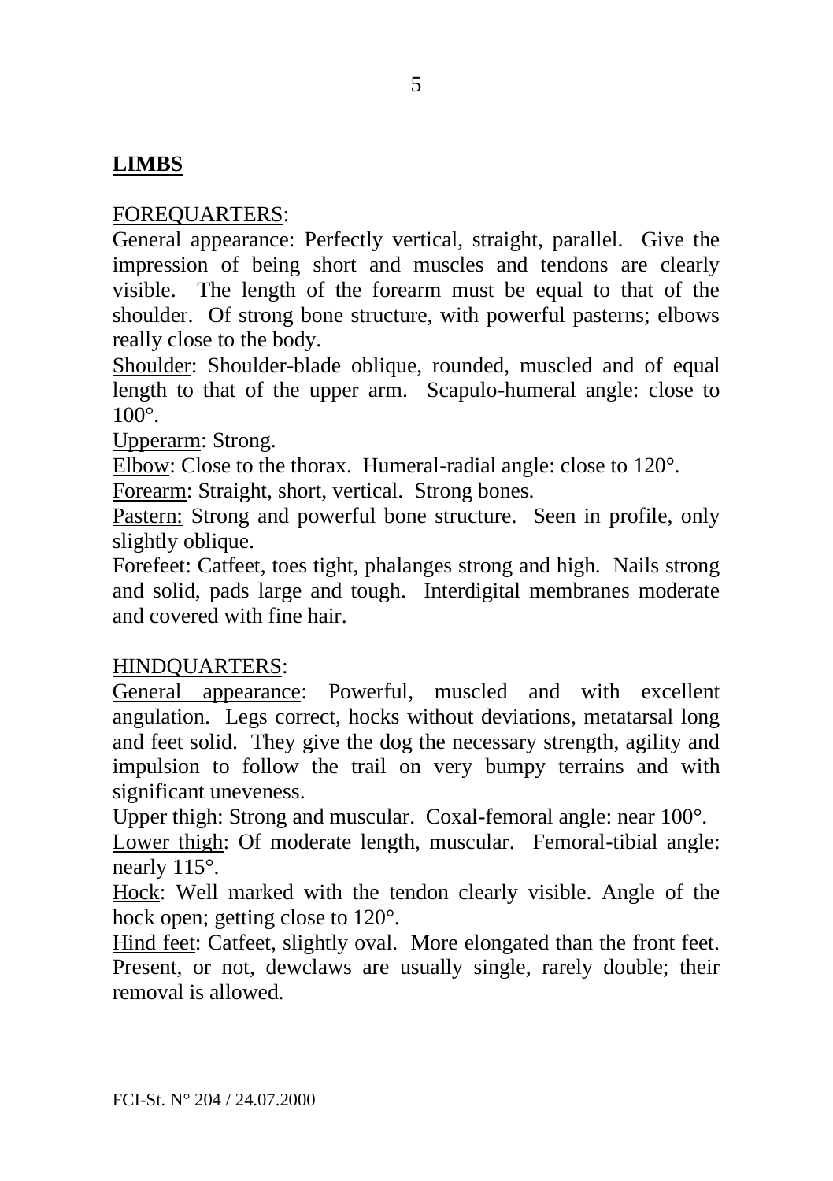## LIMBS

FOREQUARTERS:

General appearance: Perfectly vertical, straight, parallel. Give the impression of being short and muscles and tendons are clearly visible. The length of the forearm must be equal to that of the shoulder. Of strong bone structure, with powerful pasterns; elbows really close to the body.

Shoulder: Shoulder-blade oblique, rounded, muscled and of equal length to that of the upper arm. Scapulo-humeral angle: close to 100°.

Upperarm: Strong.

Elbow: Close to the thorax. Humeral-radial angle: close to 120°.

Forearm: Straight, short, vertical. Strong bones.

Pastern: Strong and powerful bone structure. Seen in profile, only slightly oblique.

Forefeet: Catfeet, toes tight, phalanges strong and high. Nails strong and solid, pads large and tough. Interdigital membranes moderate and covered with fine hair.

HINDQUARTERS:

General appearance: Powerful, muscled and with excellent angulation. Legs correct, hocks without deviations, metatarsal long and feet solid. They give the dog the necessary strength, agility and impulsion to follow the trail on very bumpy terrains and with significant uneveness.

Upper thigh: Strong and muscular. Coxal-femoral angle: near 100°.

Lower thigh: Of moderate length, muscular. Femoral-tibial angle: nearly 115°.

Hock: Well marked with the tendon clearly visible. Angle of the hock open; getting close to 120°.

Hind feet: Catfeet, slightly oval. More elongated than the front feet. Present, or not, dewclaws are usually single, rarely double; their removal is allowed.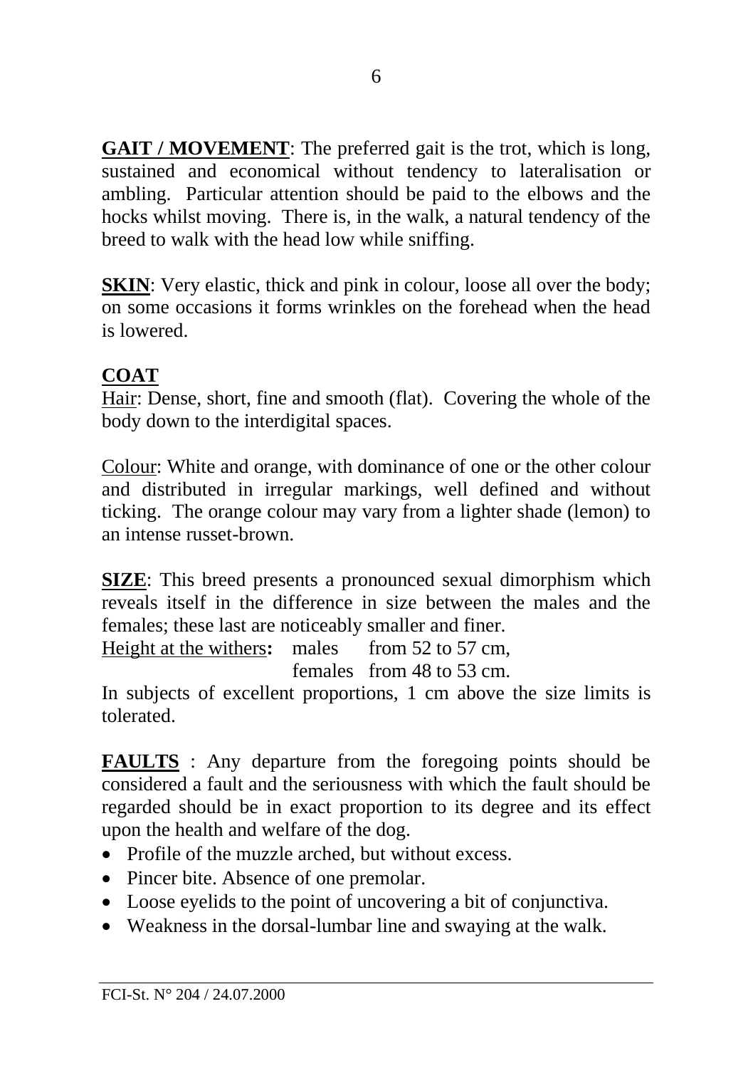**GAIT / MOVEMENT**: The preferred gait is the trot, which is long, sustained and economical without tendency to lateralisation or ambling. Particular attention should be paid to the elbows and the hocks whilst moving. There is, in the walk, a natural tendency of the breed to walk with the head low while sniffing.

**SKIN**: Very elastic, thick and pink in colour, loose all over the body; on some occasions it forms wrinkles on the forehead when the head is lowered.

**COAT**

Hair: Dense, short, fine and smooth (flat). Covering the whole of the body down to the interdigital spaces.

Colour: White and orange, with dominance of one or the other colour and distributed in irregular markings, well defined and without ticking. The orange colour may vary from a lighter shade (lemon) to an intense russet-brown.

**SIZE**: This breed presents a pronounced sexual dimorphism which reveals itself in the difference in size between the males and the females; these last are noticeably smaller and finer.

Height at the withers**:** males from 52 to 57 cm,
females from 48 to 53 cm.

In subjects of excellent proportions, 1 cm above the size limits is tolerated.

**FAULTS** : Any departure from the foregoing points should be considered a fault and the seriousness with which the fault should be regarded should be in exact proportion to its degree and its effect upon the health and welfare of the dog.

- Profile of the muzzle arched, but without excess.
- Pincer bite. Absence of one premolar.
- Loose eyelids to the point of uncovering a bit of conjunctiva.
- Weakness in the dorsal-lumbar line and swaying at the walk.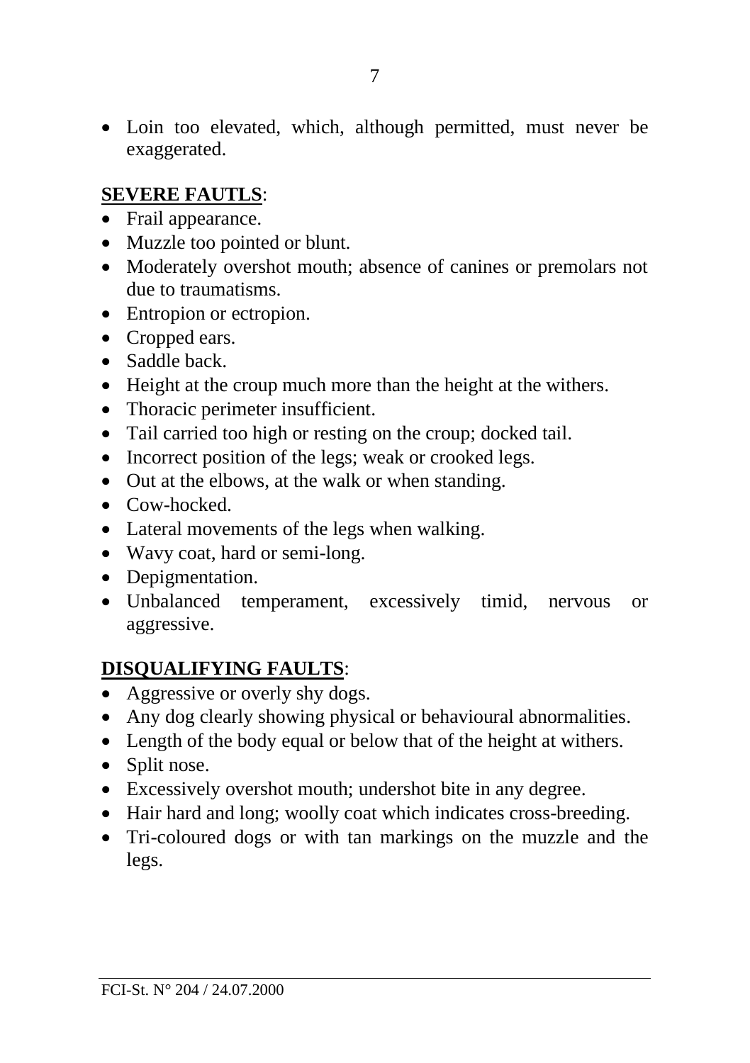- Loin too elevated, which, although permitted, must never be exaggerated.

**SEVERE FAUTLS**:

- Frail appearance.
- Muzzle too pointed or blunt.
- Moderately overshot mouth; absence of canines or premolars not due to traumatisms.
- Entropion or ectropion.
- Cropped ears.
- Saddle back.
- Height at the croup much more than the height at the withers.
- Thoracic perimeter insufficient.
- Tail carried too high or resting on the croup; docked tail.
- Incorrect position of the legs; weak or crooked legs.
- Out at the elbows, at the walk or when standing.
- Cow-hocked.
- Lateral movements of the legs when walking.
- Wavy coat, hard or semi-long.
- Depigmentation.
- Unbalanced temperament, excessively timid, nervous or aggressive.

**DISQUALIFYING FAULTS**:

- Aggressive or overly shy dogs.
- Any dog clearly showing physical or behavioural abnormalities.
- Length of the body equal or below that of the height at withers.
- Split nose.
- Excessively overshot mouth; undershot bite in any degree.
- Hair hard and long; woolly coat which indicates cross-breeding.
- Tri-coloured dogs or with tan markings on the muzzle and the legs.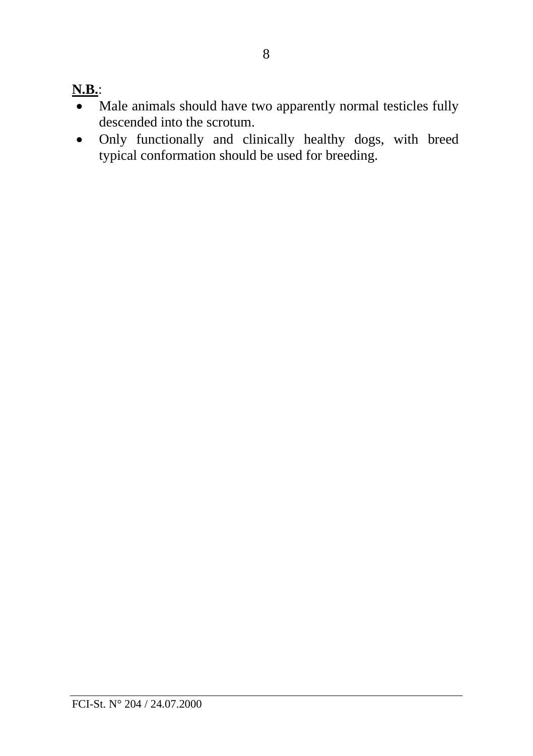**<u>N.B.</u>**:

- Male animals should have two apparently normal testicles fully descended into the scrotum.
- Only functionally and clinically healthy dogs, with breed typical conformation should be used for breeding.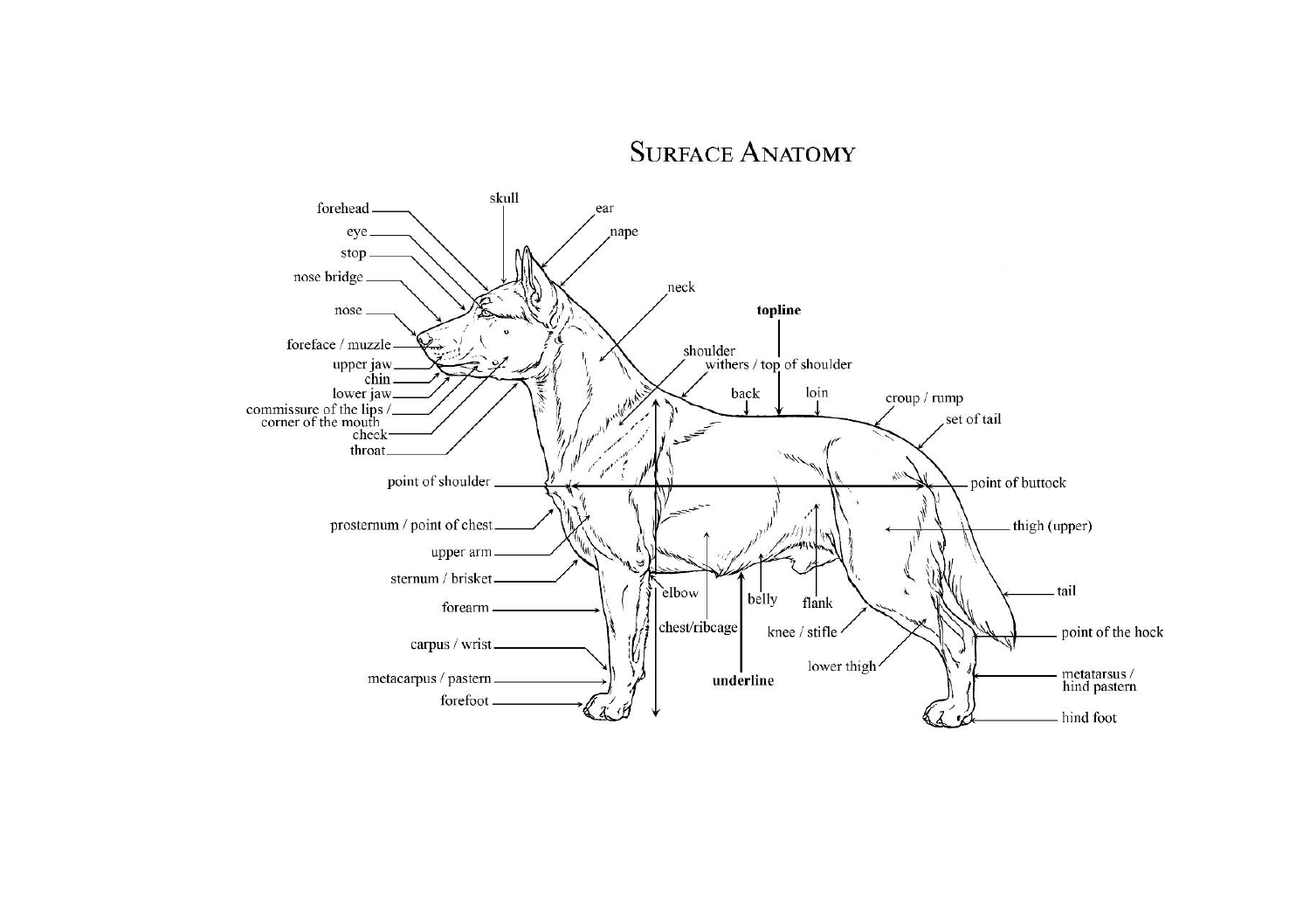# Surface Anatomy

forehead
eye
stop
nose bridge
nose
foreface / muzzle
upper jaw
chin
lower jaw
commissure of the lips / corner of the mouth
cheek
throat
skull
ear
nape
neck
topline
shoulder
withers / top of shoulder
back
loin
croup / rump
set of tail
point of shoulder
point of buttock
prosternum / point of chest
thigh (upper)
upper arm
sternum / brisket
tail
elbow
belly
flank
forearm
chest/ribcage
knee / stifle
point of the hock
carpus / wrist
lower thigh
metacarpus / pastern
underline
metatarsus / hind pastern
forefoot
hind foot